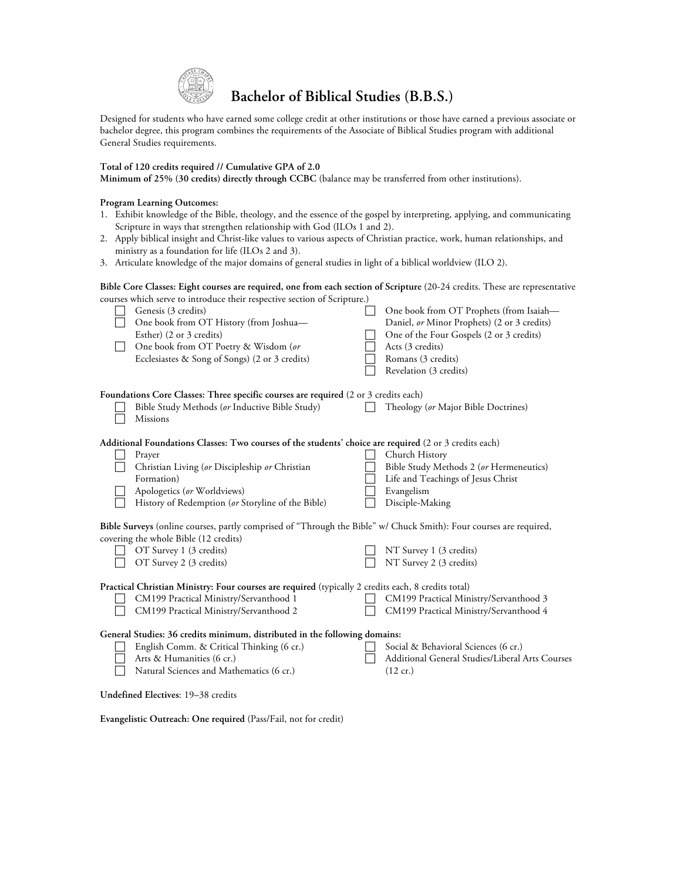# Bachelor of Biblical Studies (B.B.S.)

Designed for students who have earned some college credit at other institutions or those have earned a previous associate or bachelor degree, this program combines the requirements of the Associate of Biblical Studies program with additional General Studies requirements.

**Total of 120 credits required // Cumulative GPA of 2.0**
**Minimum of 25% (30 credits) directly through CCBC** (balance may be transferred from other institutions).

**Program Learning Outcomes:**

1. Exhibit knowledge of the Bible, theology, and the essence of the gospel by interpreting, applying, and communicating Scripture in ways that strengthen relationship with God (ILOs 1 and 2).
2. Apply biblical insight and Christ-like values to various aspects of Christian practice, work, human relationships, and ministry as a foundation for life (ILOs 2 and 3).
3. Articulate knowledge of the major domains of general studies in light of a biblical worldview (ILO 2).

**Bible Core Classes: Eight courses are required, one from each section of Scripture** (20-24 credits. These are representative courses which serve to introduce their respective section of Scripture.)

- ☐ Genesis (3 credits)
- ☐ One book from OT History (from Joshua—Esther) (2 or 3 credits)
- ☐ One book from OT Poetry & Wisdom (*or* Ecclesiastes & Song of Songs) (2 or 3 credits)
- ☐ One book from OT Prophets (from Isaiah—Daniel, *or* Minor Prophets) (2 or 3 credits)
- ☐ One of the Four Gospels (2 or 3 credits)
- ☐ Acts (3 credits)
- ☐ Romans (3 credits)
- ☐ Revelation (3 credits)

**Foundations Core Classes: Three specific courses are required** (2 or 3 credits each)

- ☐ Bible Study Methods (*or* Inductive Bible Study)
- ☐ Missions
- ☐ Theology (*or* Major Bible Doctrines)

**Additional Foundations Classes: Two courses of the students' choice are required** (2 or 3 credits each)

- ☐ Prayer
- ☐ Christian Living (*or* Discipleship *or* Christian Formation)
- ☐ Apologetics (*or* Worldviews)
- ☐ History of Redemption (*or* Storyline of the Bible)
- ☐ Church History
- ☐ Bible Study Methods 2 (*or* Hermeneutics)
- ☐ Life and Teachings of Jesus Christ
- ☐ Evangelism
- ☐ Disciple-Making

**Bible Surveys** (online courses, partly comprised of "Through the Bible" w/ Chuck Smith): Four courses are required, covering the whole Bible (12 credits)

- ☐ OT Survey 1 (3 credits)
- ☐ OT Survey 2 (3 credits)
- ☐ NT Survey 1 (3 credits)
- ☐ NT Survey 2 (3 credits)

**Practical Christian Ministry: Four courses are required** (typically 2 credits each, 8 credits total)

- ☐ CM199 Practical Ministry/Servanthood 1
- ☐ CM199 Practical Ministry/Servanthood 2
- ☐ CM199 Practical Ministry/Servanthood 3
- ☐ CM199 Practical Ministry/Servanthood 4

**General Studies: 36 credits minimum, distributed in the following domains:**

- ☐ English Comm. & Critical Thinking (6 cr.)
- ☐ Arts & Humanities (6 cr.)
- ☐ Natural Sciences and Mathematics (6 cr.)
- ☐ Social & Behavioral Sciences (6 cr.)
- ☐ Additional General Studies/Liberal Arts Courses (12 cr.)

**Undefined Electives**: 19–38 credits

**Evangelistic Outreach: One required** (Pass/Fail, not for credit)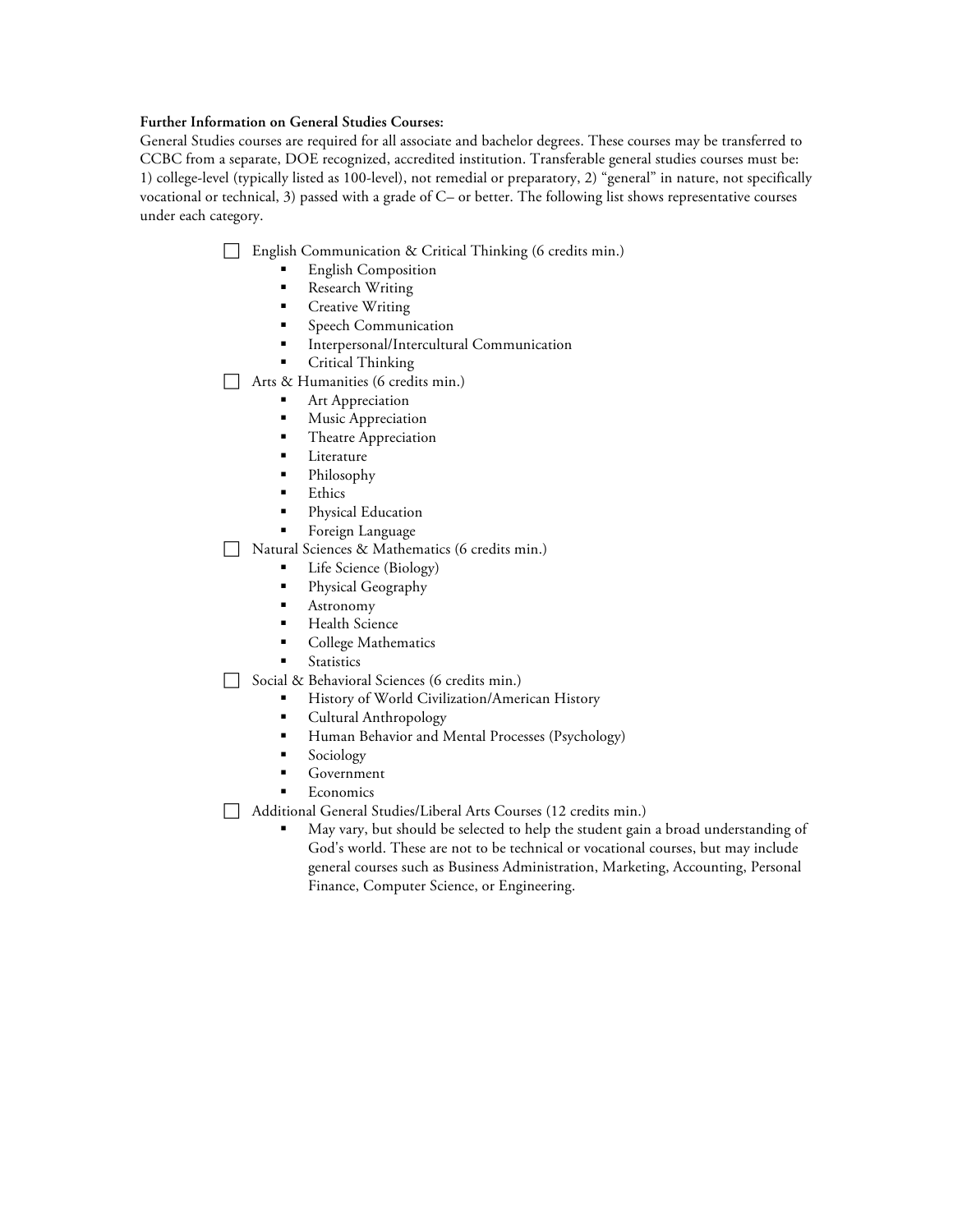**Further Information on General Studies Courses:**

General Studies courses are required for all associate and bachelor degrees. These courses may be transferred to CCBC from a separate, DOE recognized, accredited institution. Transferable general studies courses must be: 1) college-level (typically listed as 100-level), not remedial or preparatory, 2) "general" in nature, not specifically vocational or technical, 3) passed with a grade of C– or better. The following list shows representative courses under each category.

- [ ] English Communication & Critical Thinking (6 credits min.)
  - English Composition
  - Research Writing
  - Creative Writing
  - Speech Communication
  - Interpersonal/Intercultural Communication
  - Critical Thinking
- [ ] Arts & Humanities (6 credits min.)
  - Art Appreciation
  - Music Appreciation
  - Theatre Appreciation
  - Literature
  - Philosophy
  - Ethics
  - Physical Education
  - Foreign Language
- [ ] Natural Sciences & Mathematics (6 credits min.)
  - Life Science (Biology)
  - Physical Geography
  - Astronomy
  - Health Science
  - College Mathematics
  - Statistics
- [ ] Social & Behavioral Sciences (6 credits min.)
  - History of World Civilization/American History
  - Cultural Anthropology
  - Human Behavior and Mental Processes (Psychology)
  - Sociology
  - Government
  - Economics
- [ ] Additional General Studies/Liberal Arts Courses (12 credits min.)
  - May vary, but should be selected to help the student gain a broad understanding of God's world. These are not to be technical or vocational courses, but may include general courses such as Business Administration, Marketing, Accounting, Personal Finance, Computer Science, or Engineering.